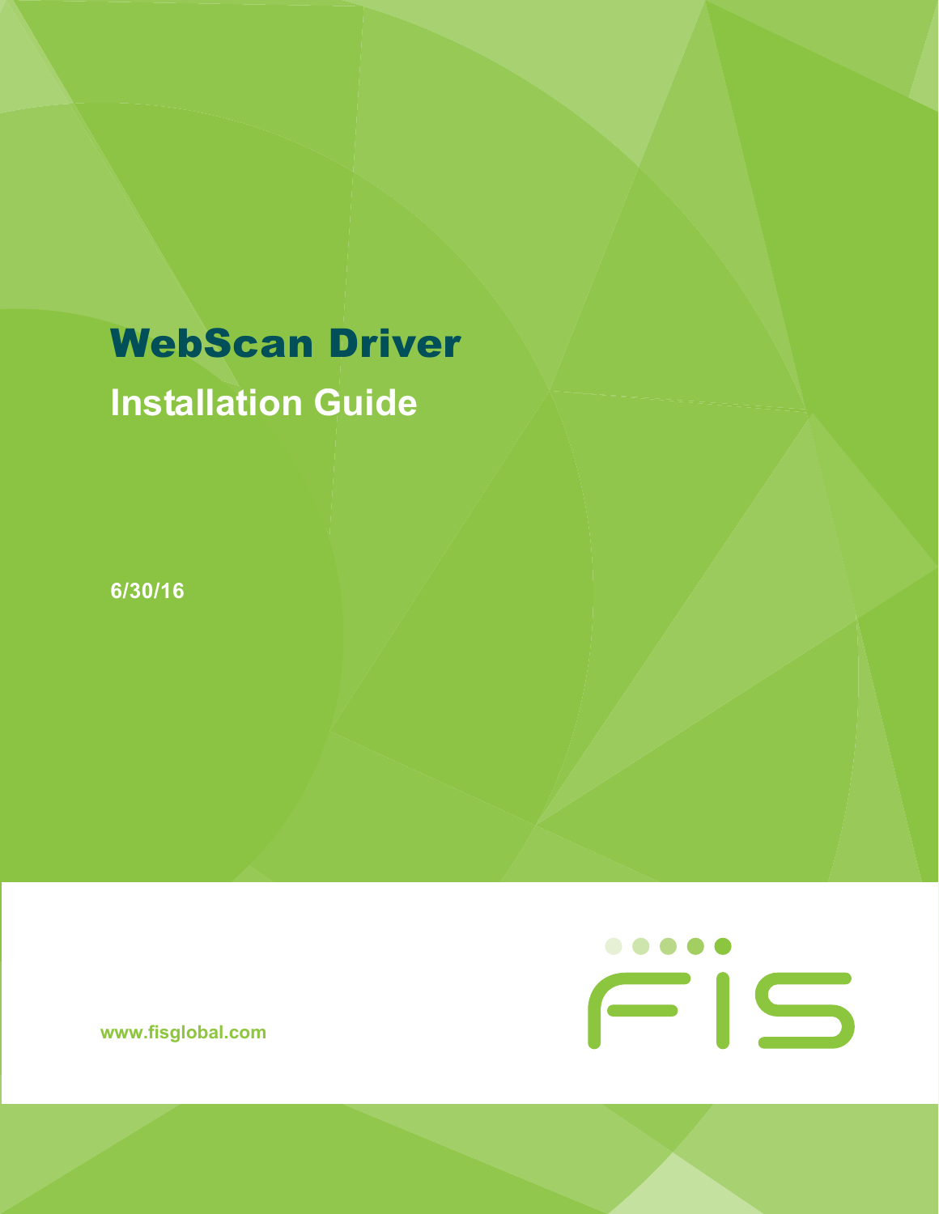# WebScan Driver

## Installation Guide

6/30/16

www.fisglobal.com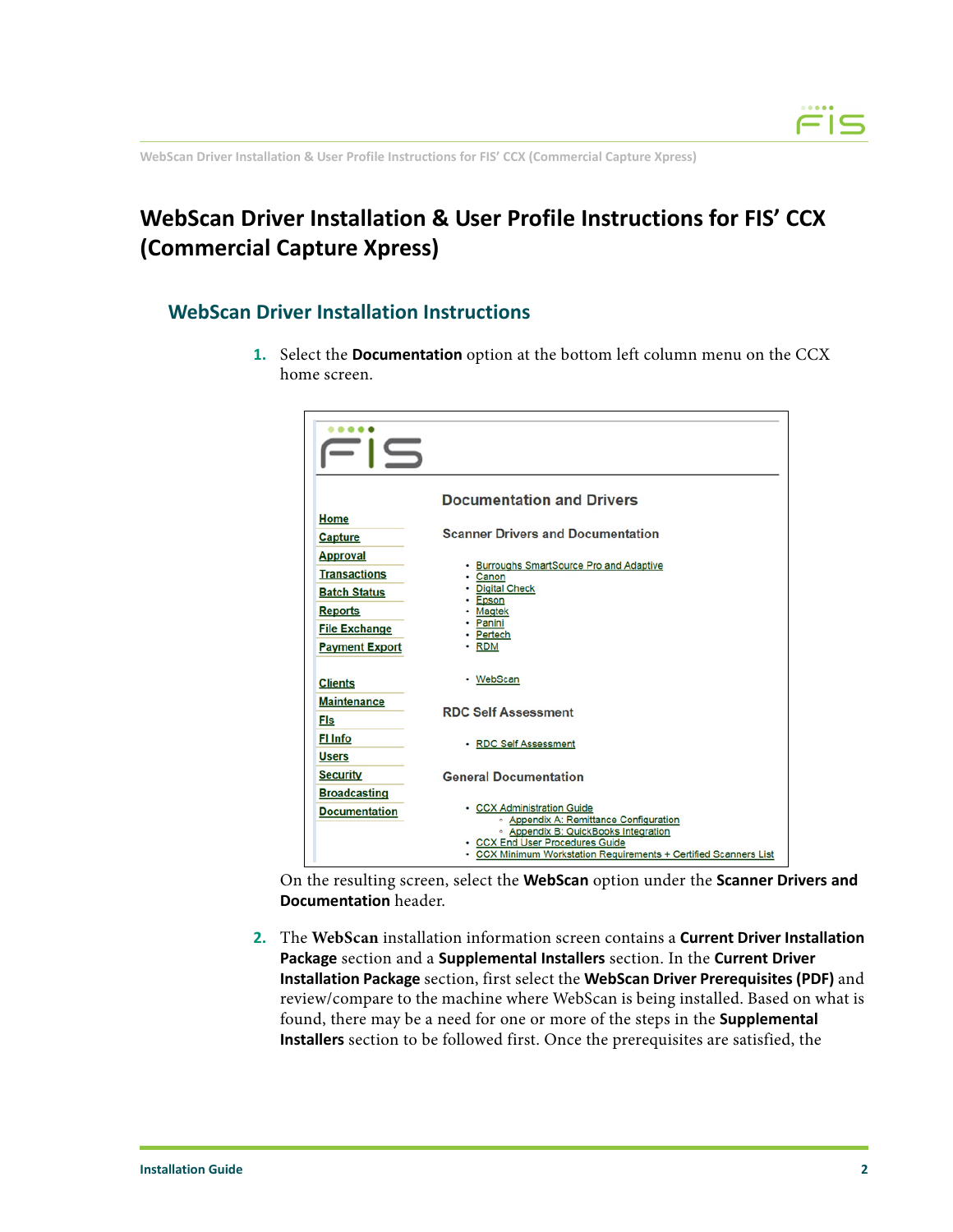# WebScan Driver Installation & User Profile Instructions for FIS' CCX (Commercial Capture Xpress)

## WebScan Driver Installation Instructions

1. Select the **Documentation** option at the bottom left column menu on the CCX home screen.

   On the resulting screen, select the **WebScan** option under the **Scanner Drivers and Documentation** header.

2. The **WebScan** installation information screen contains a **Current Driver Installation Package** section and a **Supplemental Installers** section. In the **Current Driver Installation Package** section, first select the **WebScan Driver Prerequisites (PDF)** and review/compare to the machine where WebScan is being installed. Based on what is found, there may be a need for one or more of the steps in the **Supplemental Installers** section to be followed first. Once the prerequisites are satisfied, the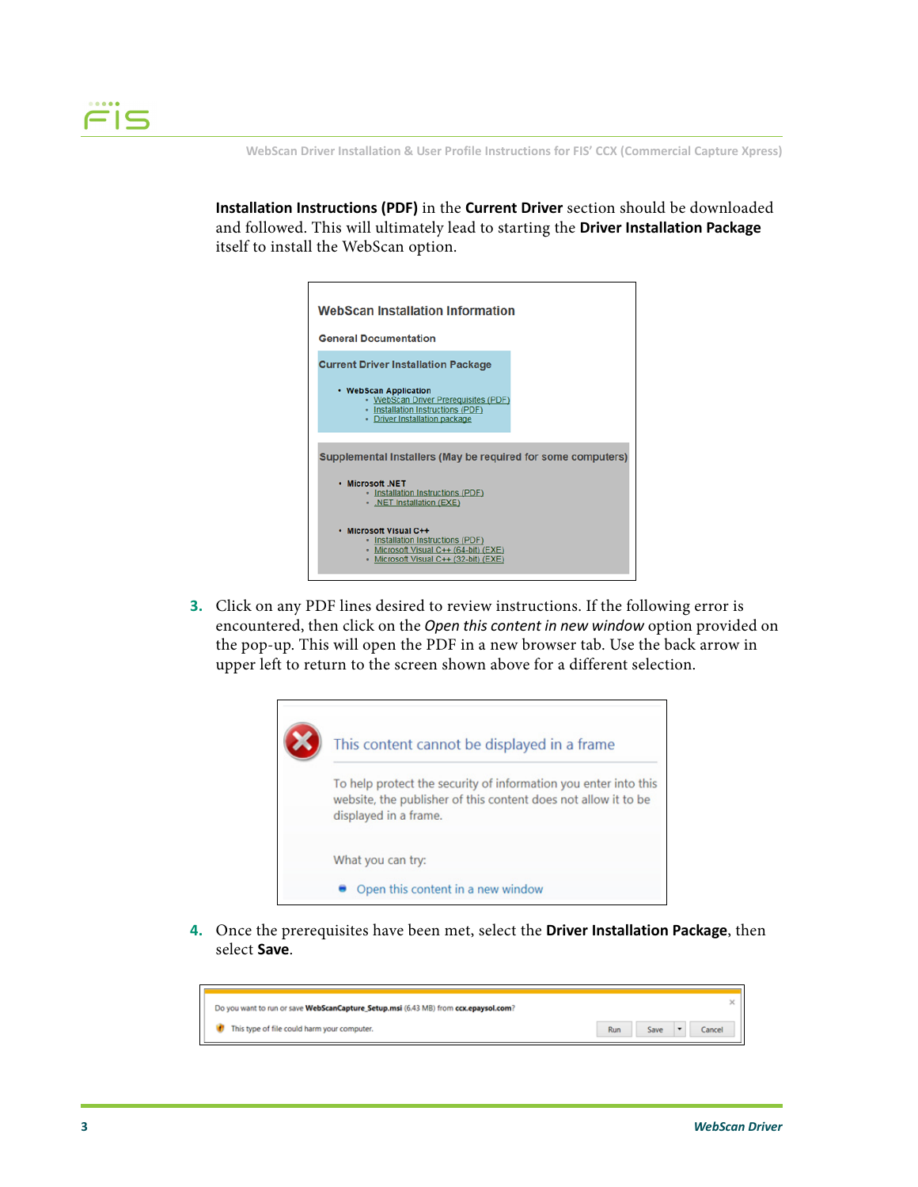**Installation Instructions (PDF)** in the **Current Driver** section should be downloaded and followed. This will ultimately lead to starting the **Driver Installation Package** itself to install the WebScan option.

3. Click on any PDF lines desired to review instructions. If the following error is encountered, then click on the *Open this content in new window* option provided on the pop-up. This will open the PDF in a new browser tab. Use the back arrow in upper left to return to the screen shown above for a different selection.

4. Once the prerequisites have been met, select the **Driver Installation Package**, then select **Save**.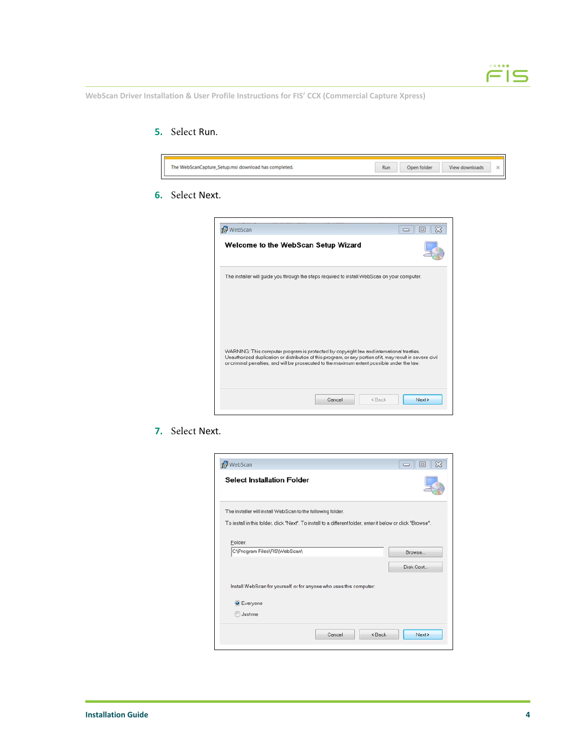5. Select Run.

The WebScanCapture_Setup.msi download has completed. Run | Open folder | View downloads

6. Select Next.

WebScan

**Welcome to the WebScan Setup Wizard**

The installer will guide you through the steps required to install WebScan on your computer.

WARNING: This computer program is protected by copyright law and international treaties. Unauthorized duplication or distribution of this program, or any portion of it, may result in severe civil or criminal penalties, and will be prosecuted to the maximum extent possible under the law.

Cancel | < Back | Next >

7. Select Next.

WebScan

**Select Installation Folder**

The installer will install WebScan to the following folder.

To install in this folder, click "Next". To install to a different folder, enter it below or click "Browse".

Folder:
C:\Program Files\FIS\WebScan\

Browse...

Disk Cost...

Install WebScan for yourself, or for anyone who uses this computer:

- Everyone
- Just me

Cancel | < Back | Next >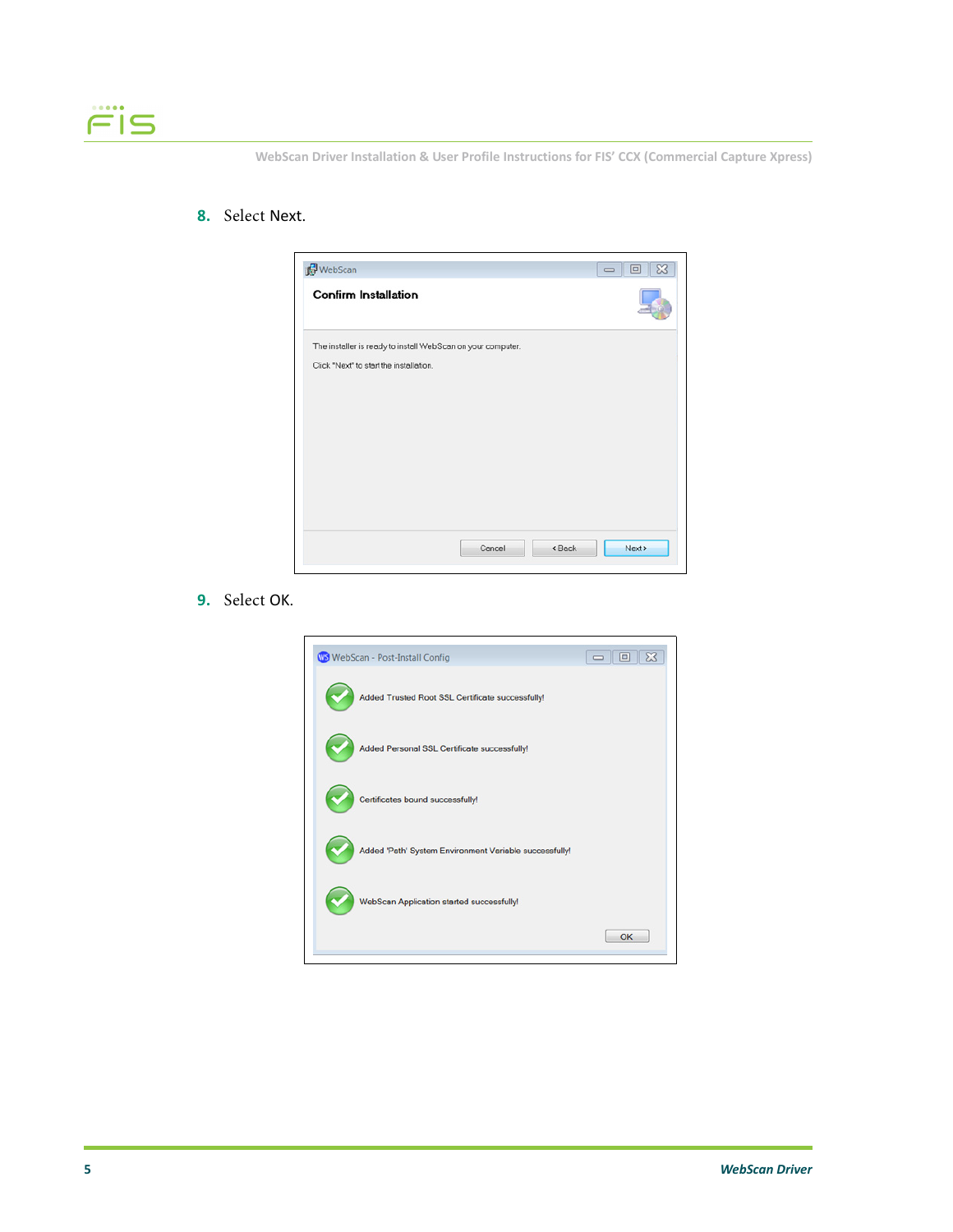8. Select Next.

9. Select OK.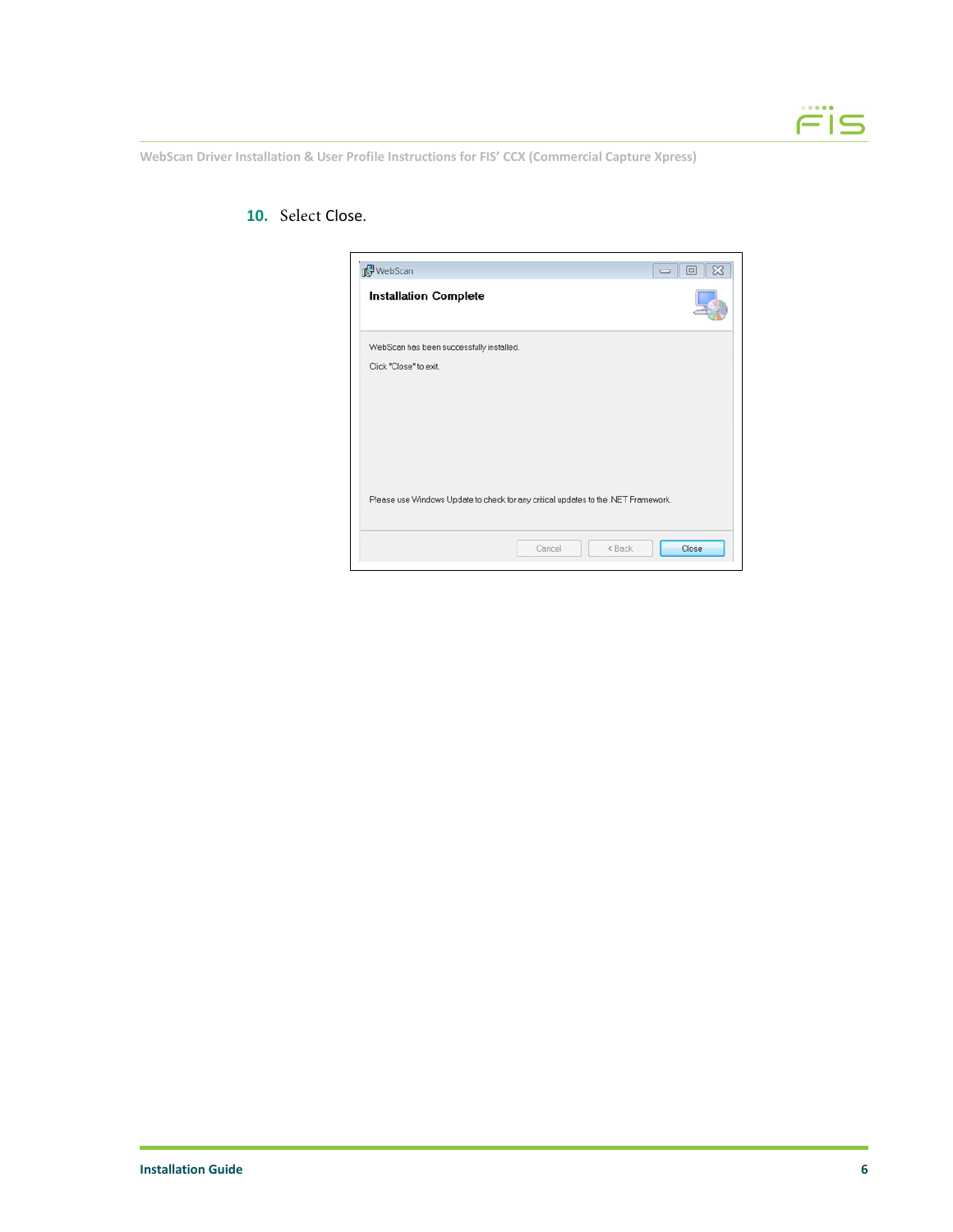10. Select Close.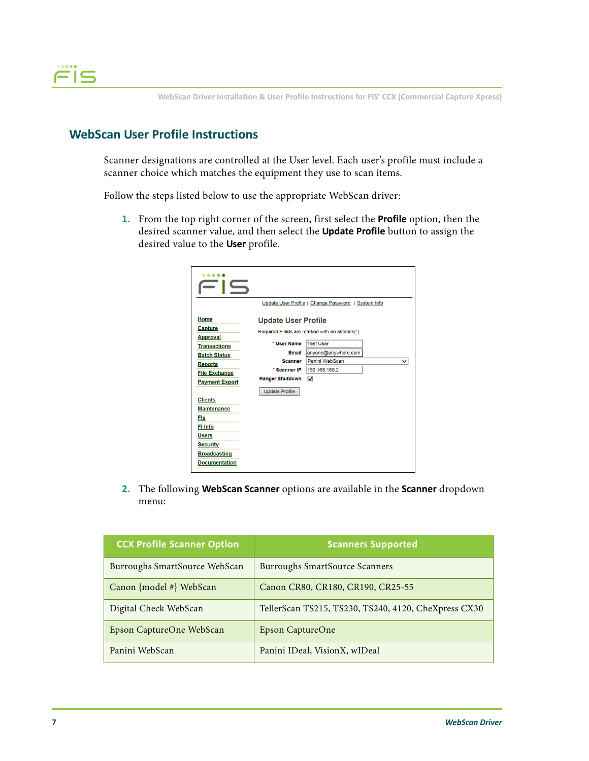## WebScan User Profile Instructions

Scanner designations are controlled at the User level. Each user's profile must include a scanner choice which matches the equipment they use to scan items.

Follow the steps listed below to use the appropriate WebScan driver:

1. From the top right corner of the screen, first select the **Profile** option, then the desired scanner value, and then select the **Update Profile** button to assign the desired value to the **User** profile.

2. The following **WebScan Scanner** options are available in the **Scanner** dropdown menu:

| CCX Profile Scanner Option | Scanners Supported |
|---|---|
| Burroughs SmartSource WebScan | Burroughs SmartSource Scanners |
| Canon {model #} WebScan | Canon CR80, CR180, CR190, CR25-55 |
| Digital Check WebScan | TellerScan TS215, TS230, TS240, 4120, CheXpress CX30 |
| Epson CaptureOne WebScan | Epson CaptureOne |
| Panini WebScan | Panini IDeal, VisionX, wIDeal |